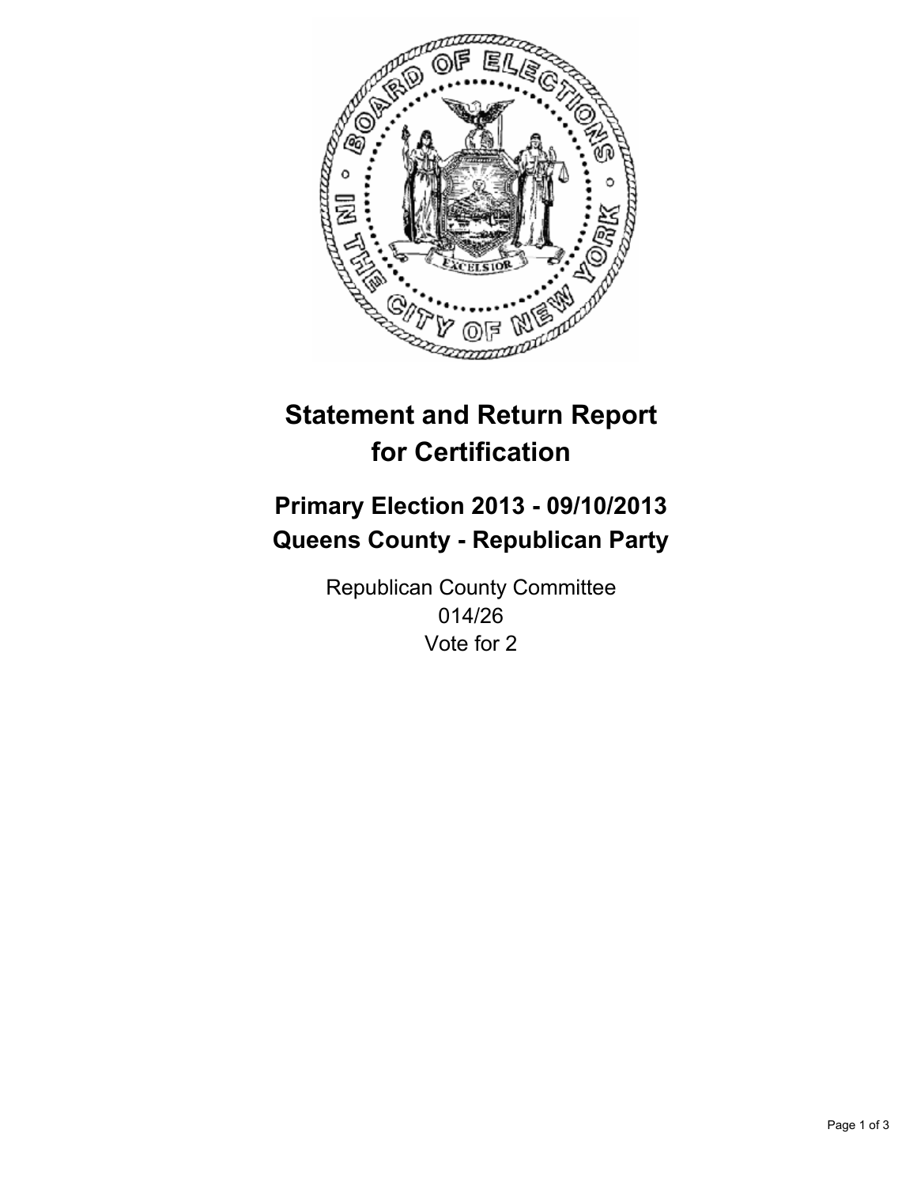# Statement and Return Report for Certification

## Primary Election 2013 - 09/10/2013
## Queens County - Republican Party

Republican County Committee
014/26
Vote for 2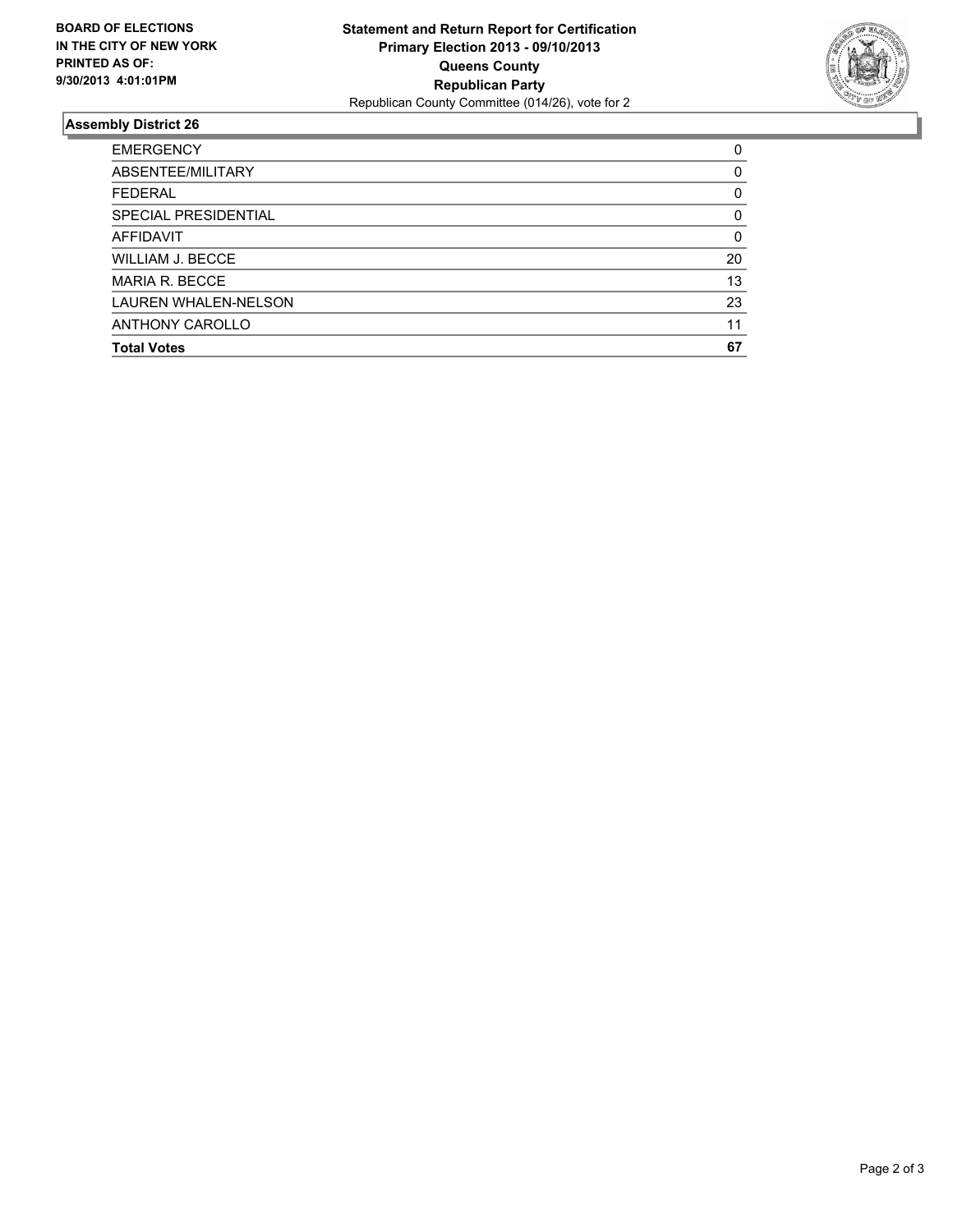**BOARD OF ELECTIONS IN THE CITY OF NEW YORK PRINTED AS OF: 9/30/2013 4:01:01PM**

**Statement and Return Report for Certification**
**Primary Election 2013 - 09/10/2013**
**Queens County**
**Republican Party**
Republican County Committee (014/26), vote for 2

## Assembly District 26

| | |
|---|---|
| EMERGENCY | 0 |
| ABSENTEE/MILITARY | 0 |
| FEDERAL | 0 |
| SPECIAL PRESIDENTIAL | 0 |
| AFFIDAVIT | 0 |
| WILLIAM J. BECCE | 20 |
| MARIA R. BECCE | 13 |
| LAUREN WHALEN-NELSON | 23 |
| ANTHONY CAROLLO | 11 |
| **Total Votes** | **67** |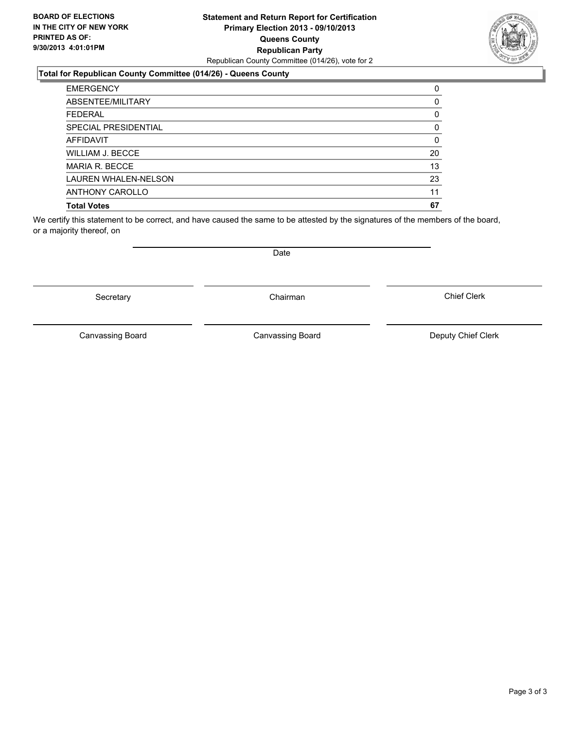**BOARD OF ELECTIONS**
**IN THE CITY OF NEW YORK**
**PRINTED AS OF:**
**9/30/2013 4:01:01PM**

**Statement and Return Report for Certification**
**Primary Election 2013 - 09/10/2013**
**Queens County**
**Republican Party**
Republican County Committee (014/26), vote for 2

### Total for Republican County Committee (014/26) - Queens County

| | |
|---|---|
| EMERGENCY | 0 |
| ABSENTEE/MILITARY | 0 |
| FEDERAL | 0 |
| SPECIAL PRESIDENTIAL | 0 |
| AFFIDAVIT | 0 |
| WILLIAM J. BECCE | 20 |
| MARIA R. BECCE | 13 |
| LAUREN WHALEN-NELSON | 23 |
| ANTHONY CAROLLO | 11 |
| **Total Votes** | **67** |

We certify this statement to be correct, and have caused the same to be attested by the signatures of the members of the board, or a majority thereof, on

Date

Secretary

Chairman

Chief Clerk

Canvassing Board

Canvassing Board

Deputy Chief Clerk